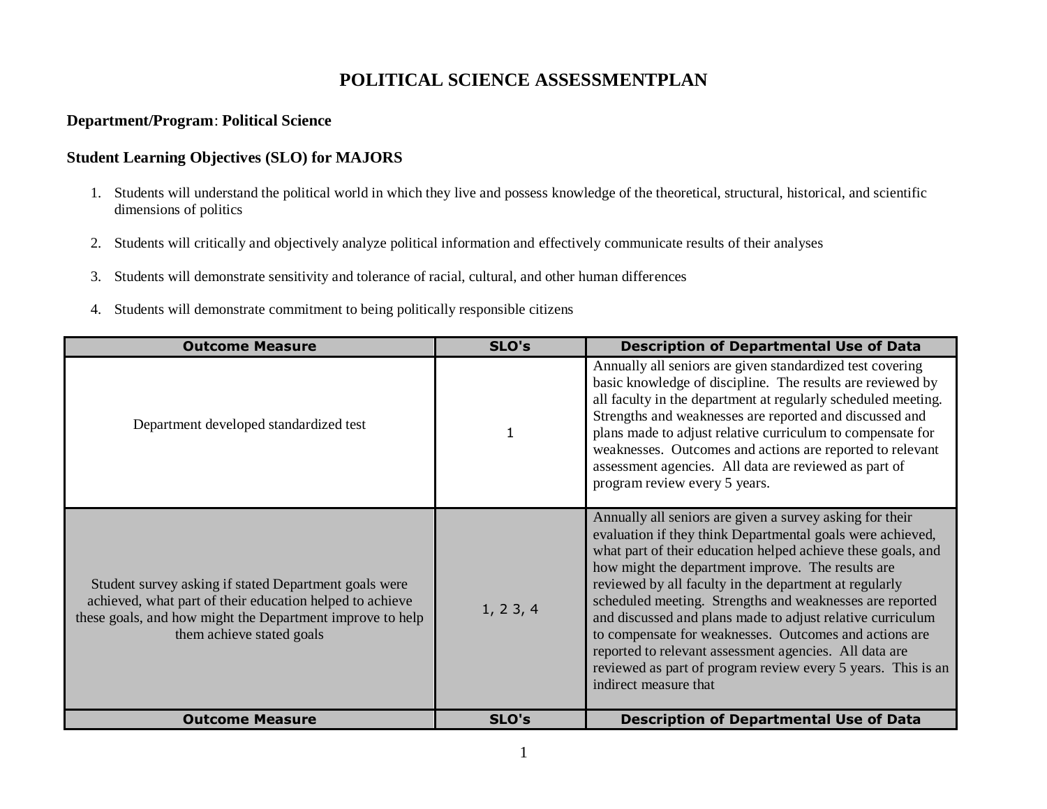# POLITICAL SCIENCE ASSESSMENTPLAN

**Department/Program**: **Political Science**

**Student Learning Objectives (SLO) for MAJORS**

1. Students will understand the political world in which they live and possess knowledge of the theoretical, structural, historical, and scientific dimensions of politics
2. Students will critically and objectively analyze political information and effectively communicate results of their analyses
3. Students will demonstrate sensitivity and tolerance of racial, cultural, and other human differences
4. Students will demonstrate commitment to being politically responsible citizens

| Outcome Measure | SLO's | Description of Departmental Use of Data |
|---|---|---|
| Department developed standardized test | 1 | Annually all seniors are given standardized test covering basic knowledge of discipline. The results are reviewed by all faculty in the department at regularly scheduled meeting. Strengths and weaknesses are reported and discussed and plans made to adjust relative curriculum to compensate for weaknesses. Outcomes and actions are reported to relevant assessment agencies. All data are reviewed as part of program review every 5 years. |
| Student survey asking if stated Department goals were achieved, what part of their education helped to achieve these goals, and how might the Department improve to help them achieve stated goals | 1, 2 3, 4 | Annually all seniors are given a survey asking for their evaluation if they think Departmental goals were achieved, what part of their education helped achieve these goals, and how might the department improve. The results are reviewed by all faculty in the department at regularly scheduled meeting. Strengths and weaknesses are reported and discussed and plans made to adjust relative curriculum to compensate for weaknesses. Outcomes and actions are reported to relevant assessment agencies. All data are reviewed as part of program review every 5 years. This is an indirect measure that |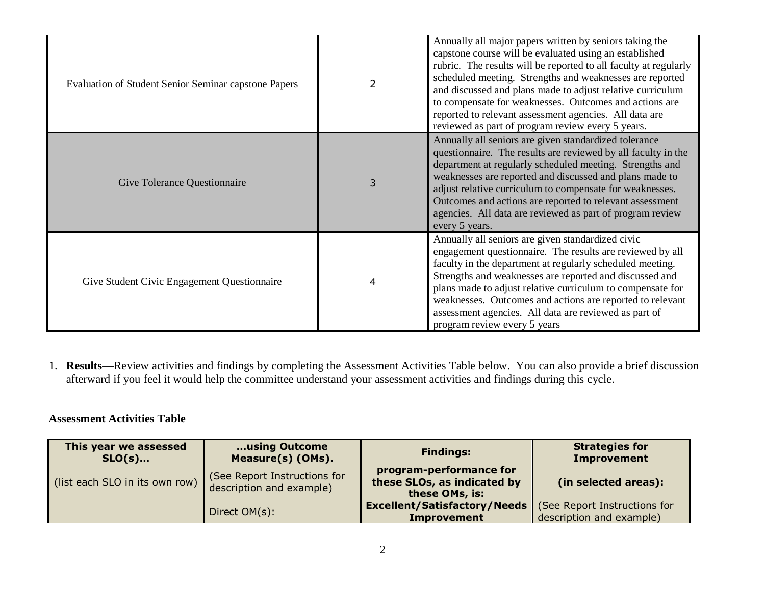| | | |
|---|---|---|
| Evaluation of Student Senior Seminar capstone Papers | 2 | Annually all major papers written by seniors taking the capstone course will be evaluated using an established rubric. The results will be reported to all faculty at regularly scheduled meeting. Strengths and weaknesses are reported and discussed and plans made to adjust relative curriculum to compensate for weaknesses. Outcomes and actions are reported to relevant assessment agencies. All data are reviewed as part of program review every 5 years. |
| Give Tolerance Questionnaire | 3 | Annually all seniors are given standardized tolerance questionnaire. The results are reviewed by all faculty in the department at regularly scheduled meeting. Strengths and weaknesses are reported and discussed and plans made to adjust relative curriculum to compensate for weaknesses. Outcomes and actions are reported to relevant assessment agencies. All data are reviewed as part of program review every 5 years. |
| Give Student Civic Engagement Questionnaire | 4 | Annually all seniors are given standardized civic engagement questionnaire. The results are reviewed by all faculty in the department at regularly scheduled meeting. Strengths and weaknesses are reported and discussed and plans made to adjust relative curriculum to compensate for weaknesses. Outcomes and actions are reported to relevant assessment agencies. All data are reviewed as part of program review every 5 years |

1. **Results—**Review activities and findings by completing the Assessment Activities Table below. You can also provide a brief discussion afterward if you feel it would help the committee understand your assessment activities and findings during this cycle.

**Assessment Activities Table**

| **This year we assessed SLO(s)…** (list each SLO in its own row) | **…using Outcome Measure(s) (OMs).** (See Report Instructions for description and example) Direct OM(s): | **Findings: program-performance for these SLOs, as indicated by these OMs, is: Excellent/Satisfactory/Needs Improvement** | **Strategies for Improvement (in selected areas):** (See Report Instructions for description and example) |
|---|---|---|---|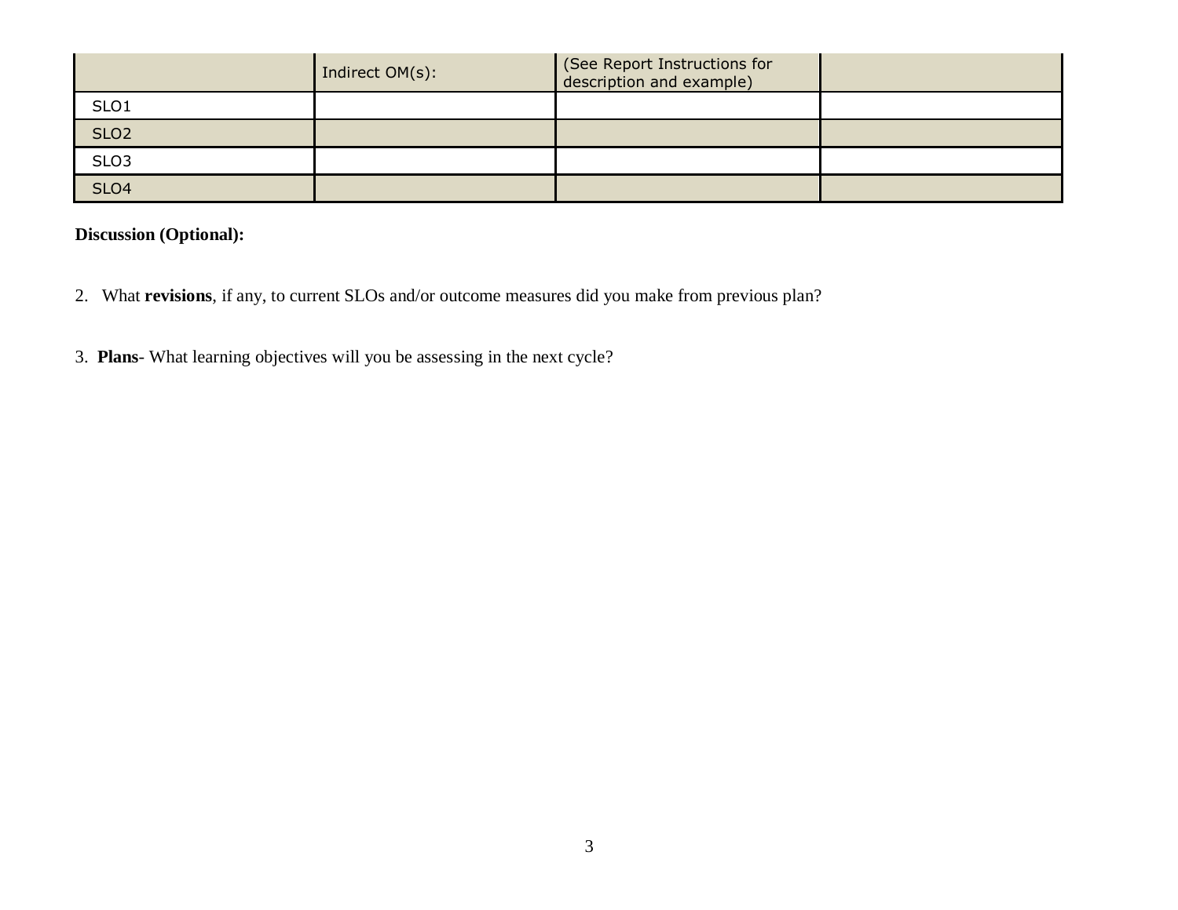| | Indirect OM(s): | (See Report Instructions for description and example) | |
|---|---|---|---|
| SLO1 | | | |
| SLO2 | | | |
| SLO3 | | | |
| SLO4 | | | |

**Discussion (Optional):**

2. What **revisions**, if any, to current SLOs and/or outcome measures did you make from previous plan?

3. **Plans**- What learning objectives will you be assessing in the next cycle?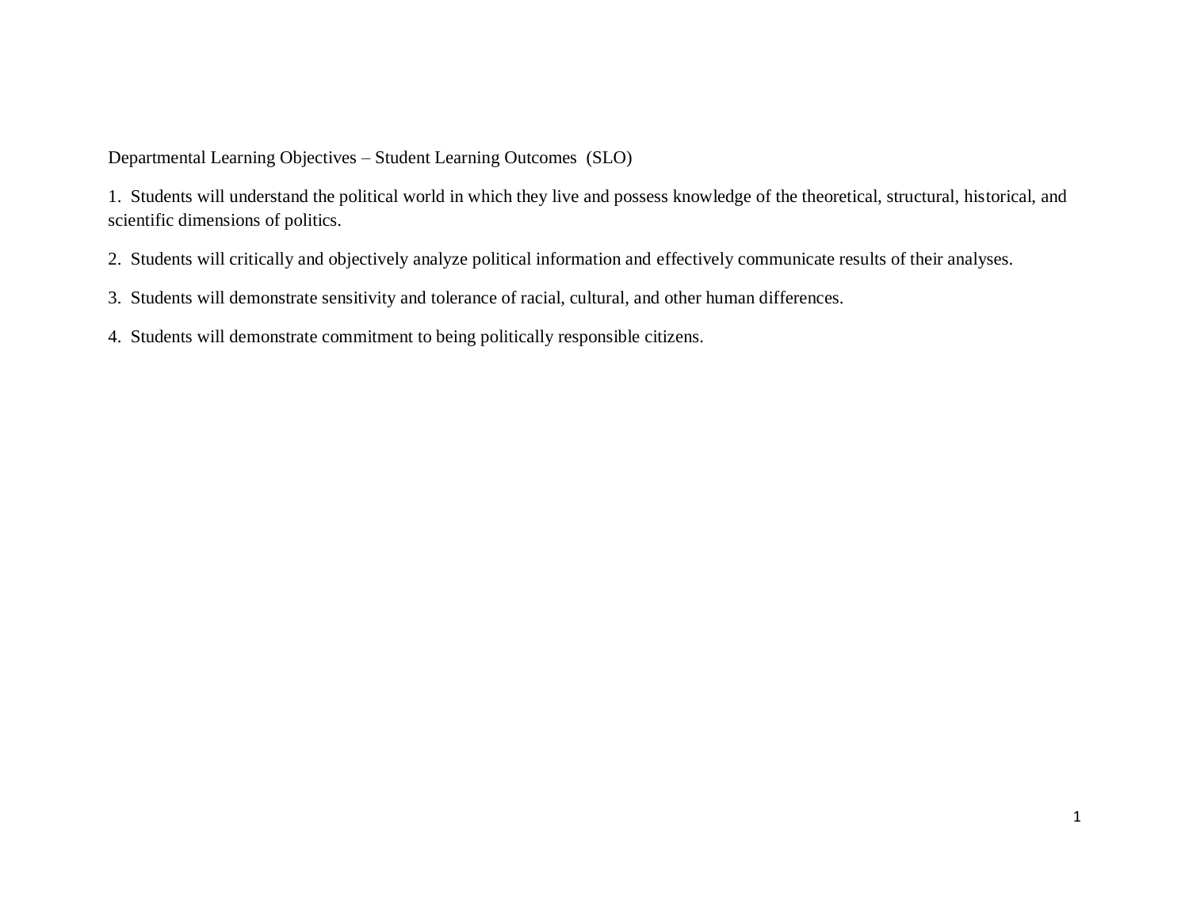Departmental Learning Objectives – Student Learning Outcomes (SLO)

1. Students will understand the political world in which they live and possess knowledge of the theoretical, structural, historical, and scientific dimensions of politics.

2. Students will critically and objectively analyze political information and effectively communicate results of their analyses.

3. Students will demonstrate sensitivity and tolerance of racial, cultural, and other human differences.

4. Students will demonstrate commitment to being politically responsible citizens.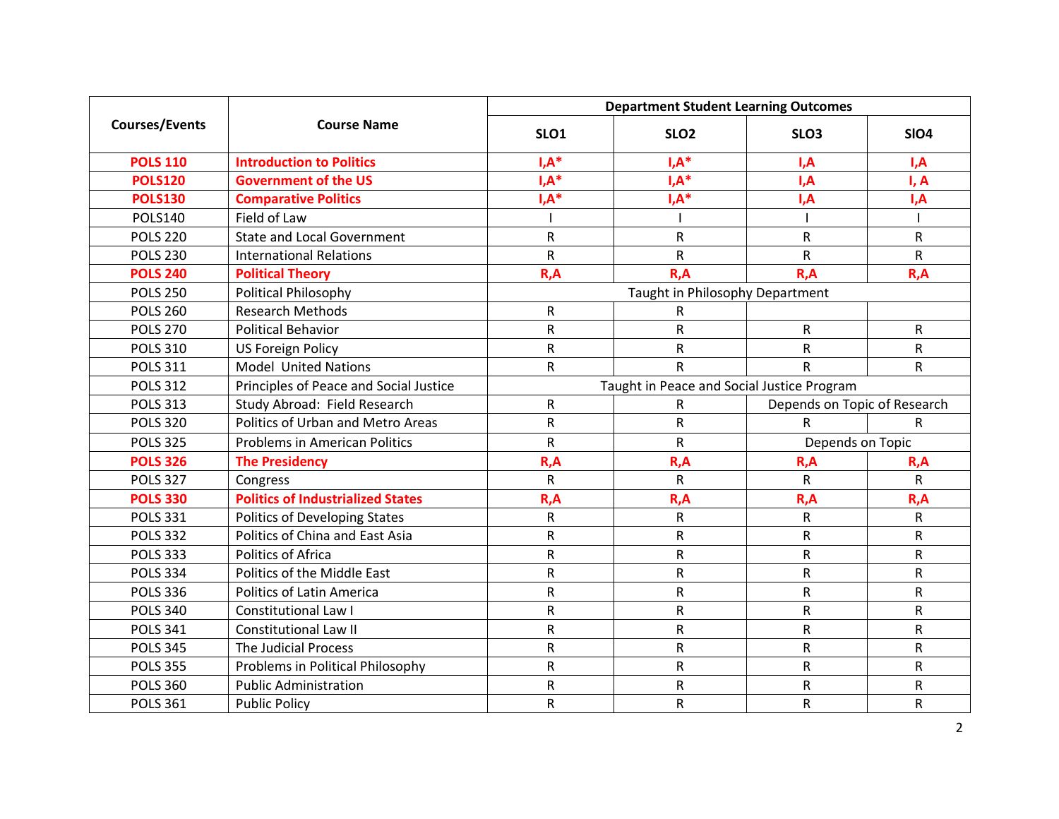| Courses/Events | Course Name | Department Student Learning Outcomes | | | |
|---|---|---|---|---|---|
| | | SLO1 | SLO2 | SLO3 | SlO4 |
| **POLS 110** | **Introduction to Politics** | **I,A*** | **I,A*** | **I,A** | **I,A** |
| **POLS120** | **Government of the US** | **I,A*** | **I,A*** | **I,A** | **I, A** |
| **POLS130** | **Comparative Politics** | **I,A*** | **I,A*** | **I,A** | **I,A** |
| POLS140 | Field of Law | I | I | I | I |
| POLS 220 | State and Local Government | R | R | R | R |
| POLS 230 | International Relations | R | R | R | R |
| **POLS 240** | **Political Theory** | **R,A** | **R,A** | **R,A** | **R,A** |
| POLS 250 | Political Philosophy | Taught in Philosophy Department | | | |
| POLS 260 | Research Methods | R | R | | |
| POLS 270 | Political Behavior | R | R | R | R |
| POLS 310 | US Foreign Policy | R | R | R | R |
| POLS 311 | Model United Nations | R | R | R | R |
| POLS 312 | Principles of Peace and Social Justice | Taught in Peace and Social Justice Program | | | |
| POLS 313 | Study Abroad: Field Research | R | R | Depends on Topic of Research | |
| POLS 320 | Politics of Urban and Metro Areas | R | R | R | R |
| POLS 325 | Problems in American Politics | R | R | Depends on Topic | |
| **POLS 326** | **The Presidency** | **R,A** | **R,A** | **R,A** | **R,A** |
| POLS 327 | Congress | R | R | R | R |
| **POLS 330** | **Politics of Industrialized States** | **R,A** | **R,A** | **R,A** | **R,A** |
| POLS 331 | Politics of Developing States | R | R | R | R |
| POLS 332 | Politics of China and East Asia | R | R | R | R |
| POLS 333 | Politics of Africa | R | R | R | R |
| POLS 334 | Politics of the Middle East | R | R | R | R |
| POLS 336 | Politics of Latin America | R | R | R | R |
| POLS 340 | Constitutional Law I | R | R | R | R |
| POLS 341 | Constitutional Law II | R | R | R | R |
| POLS 345 | The Judicial Process | R | R | R | R |
| POLS 355 | Problems in Political Philosophy | R | R | R | R |
| POLS 360 | Public Administration | R | R | R | R |
| POLS 361 | Public Policy | R | R | R | R |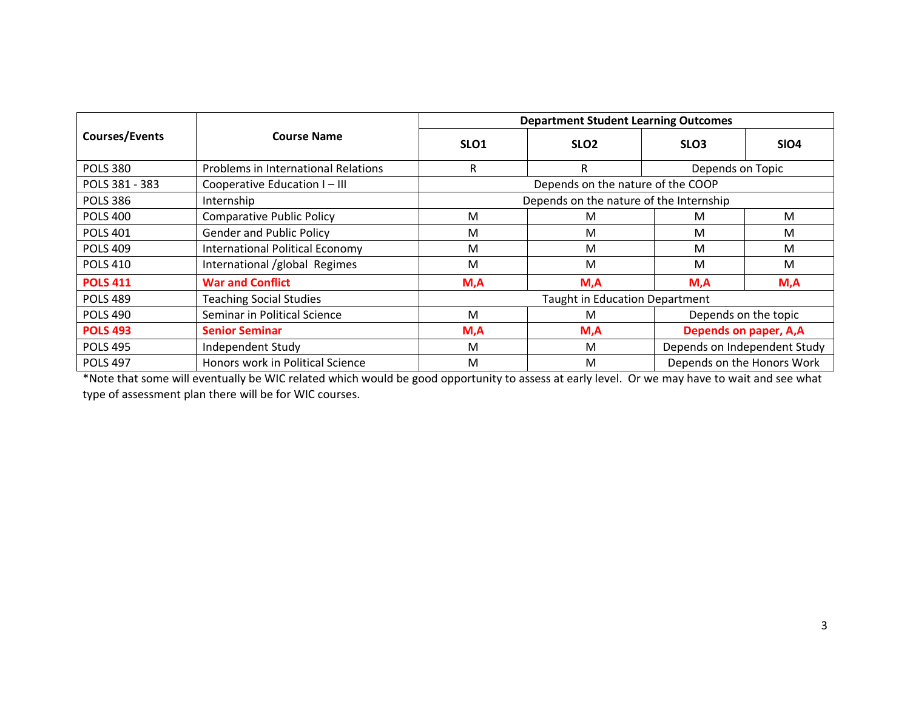| Courses/Events | Course Name | Department Student Learning Outcomes | | | |
|---|---|---|---|---|---|
| | | SLO1 | SLO2 | SLO3 | SlO4 |
| POLS 380 | Problems in International Relations | R | R | Depends on Topic | |
| POLS 381 - 383 | Cooperative Education I – III | Depends on the nature of the COOP | | | |
| POLS 386 | Internship | Depends on the nature of the Internship | | | |
| POLS 400 | Comparative Public Policy | M | M | M | M |
| POLS 401 | Gender and Public Policy | M | M | M | M |
| POLS 409 | International Political Economy | M | M | M | M |
| POLS 410 | International /global Regimes | M | M | M | M |
| **POLS 411** | **War and Conflict** | **M,A** | **M,A** | **M,A** | **M,A** |
| POLS 489 | Teaching Social Studies | Taught in Education Department | | | |
| POLS 490 | Seminar in Political Science | M | M | Depends on the topic | |
| **POLS 493** | **Senior Seminar** | **M,A** | **M,A** | **Depends on paper, A,A** | |
| POLS 495 | Independent Study | M | M | Depends on Independent Study | |
| POLS 497 | Honors work in Political Science | M | M | Depends on the Honors Work | |

*Note that some will eventually be WIC related which would be good opportunity to assess at early level. Or we may have to wait and see what type of assessment plan there will be for WIC courses.